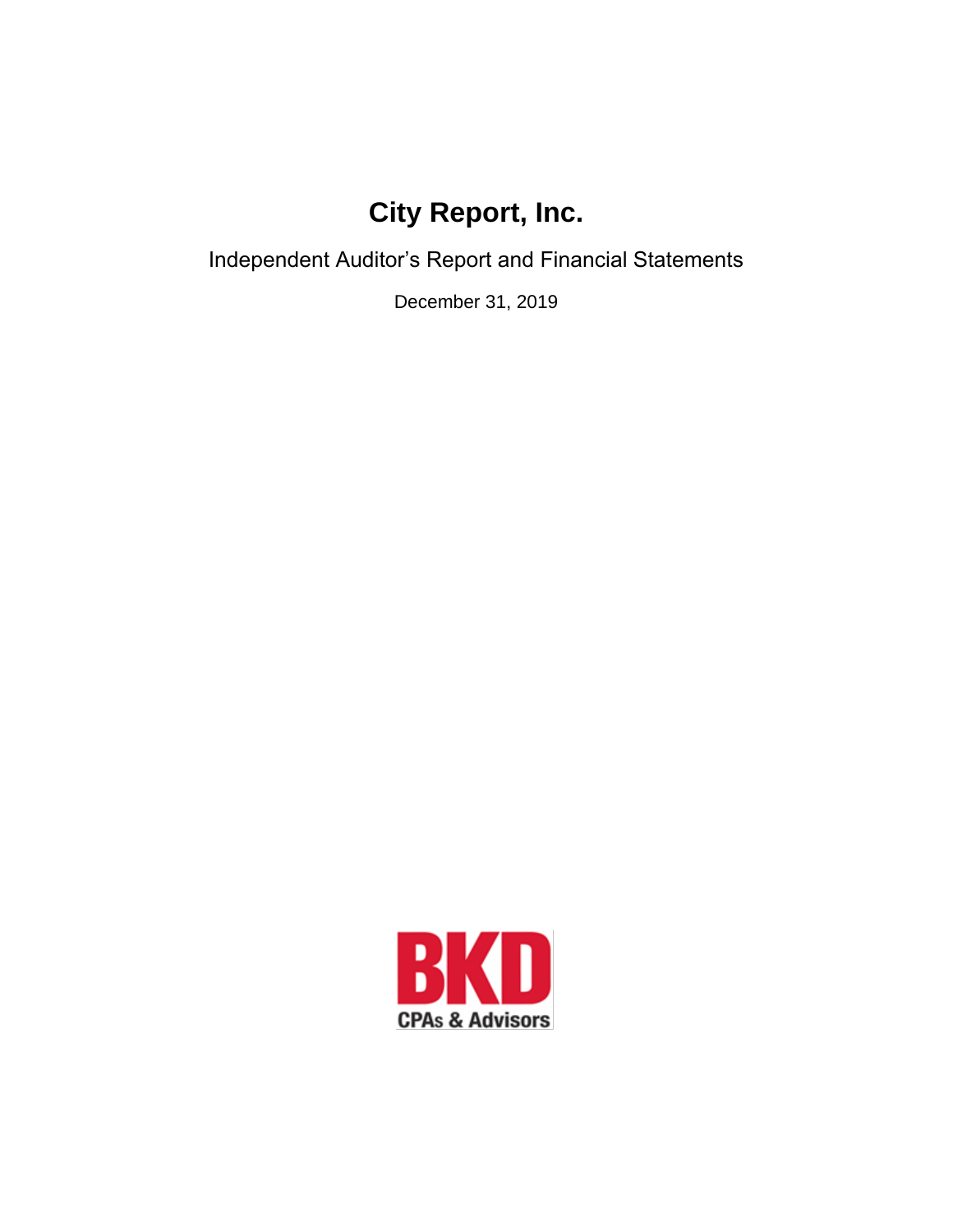# City Report, Inc.

Independent Auditor's Report and Financial Statements

December 31, 2019

BKD

CPAs & Advisors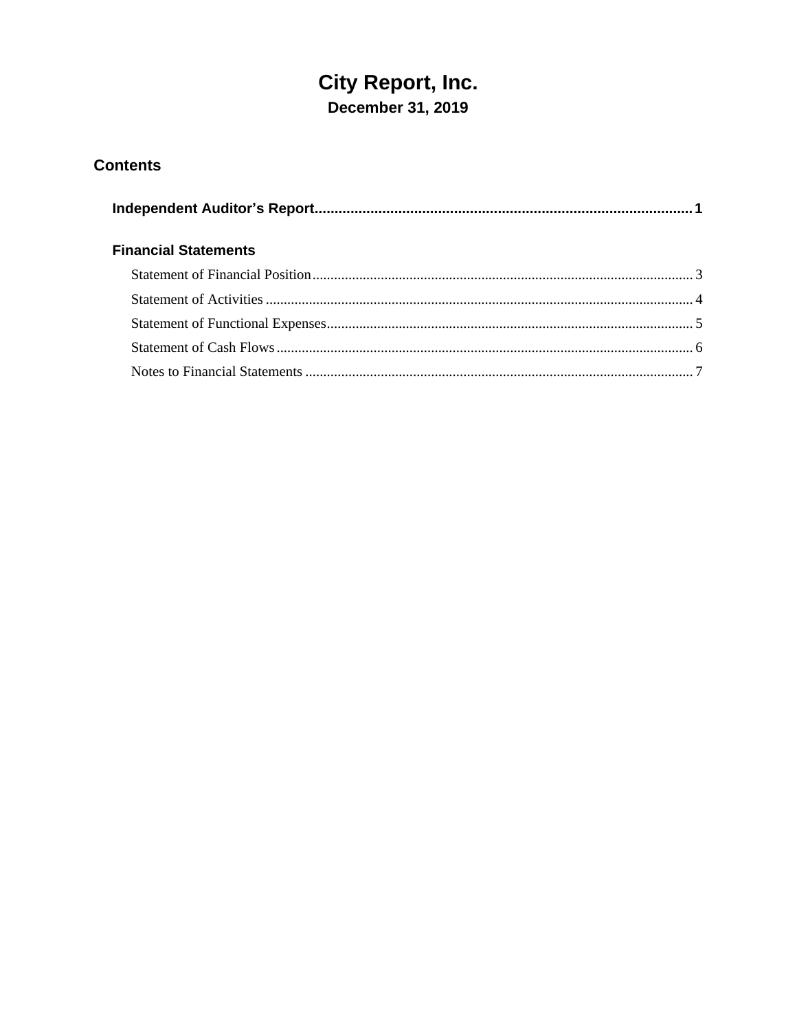# City Report, Inc.

**December 31, 2019**

## Contents

| | |
|---|---|
| **Independent Auditor's Report** | **1** |
| **Financial Statements** | |
| Statement of Financial Position | 3 |
| Statement of Activities | 4 |
| Statement of Functional Expenses | 5 |
| Statement of Cash Flows | 6 |
| Notes to Financial Statements | 7 |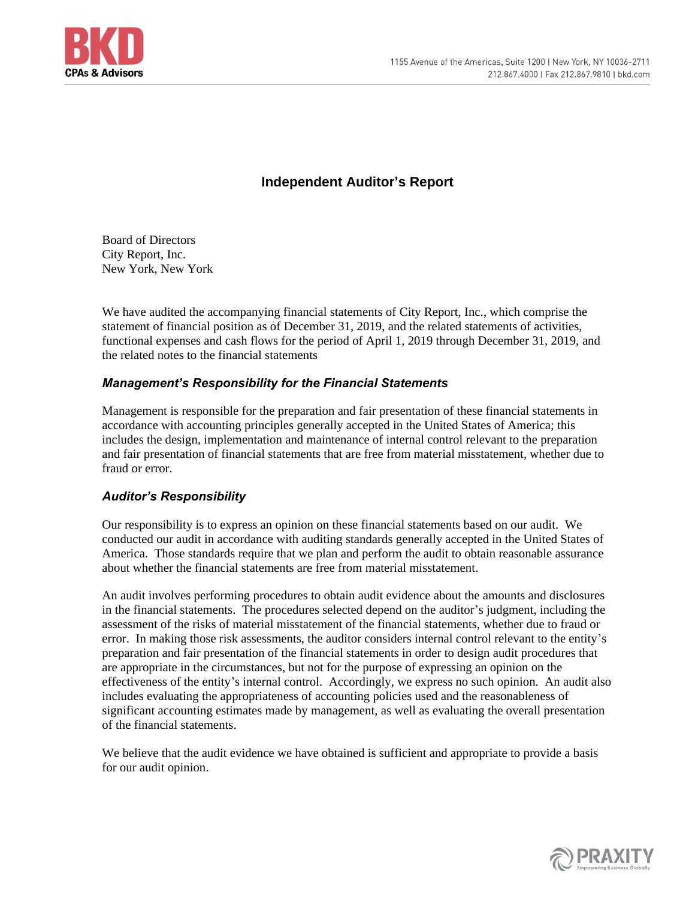# Independent Auditor's Report

Board of Directors
City Report, Inc.
New York, New York

We have audited the accompanying financial statements of City Report, Inc., which comprise the statement of financial position as of December 31, 2019, and the related statements of activities, functional expenses and cash flows for the period of April 1, 2019 through December 31, 2019, and the related notes to the financial statements

## *Management's Responsibility for the Financial Statements*

Management is responsible for the preparation and fair presentation of these financial statements in accordance with accounting principles generally accepted in the United States of America; this includes the design, implementation and maintenance of internal control relevant to the preparation and fair presentation of financial statements that are free from material misstatement, whether due to fraud or error.

## *Auditor's Responsibility*

Our responsibility is to express an opinion on these financial statements based on our audit. We conducted our audit in accordance with auditing standards generally accepted in the United States of America. Those standards require that we plan and perform the audit to obtain reasonable assurance about whether the financial statements are free from material misstatement.

An audit involves performing procedures to obtain audit evidence about the amounts and disclosures in the financial statements. The procedures selected depend on the auditor's judgment, including the assessment of the risks of material misstatement of the financial statements, whether due to fraud or error. In making those risk assessments, the auditor considers internal control relevant to the entity's preparation and fair presentation of the financial statements in order to design audit procedures that are appropriate in the circumstances, but not for the purpose of expressing an opinion on the effectiveness of the entity's internal control. Accordingly, we express no such opinion. An audit also includes evaluating the appropriateness of accounting policies used and the reasonableness of significant accounting estimates made by management, as well as evaluating the overall presentation of the financial statements.

We believe that the audit evidence we have obtained is sufficient and appropriate to provide a basis for our audit opinion.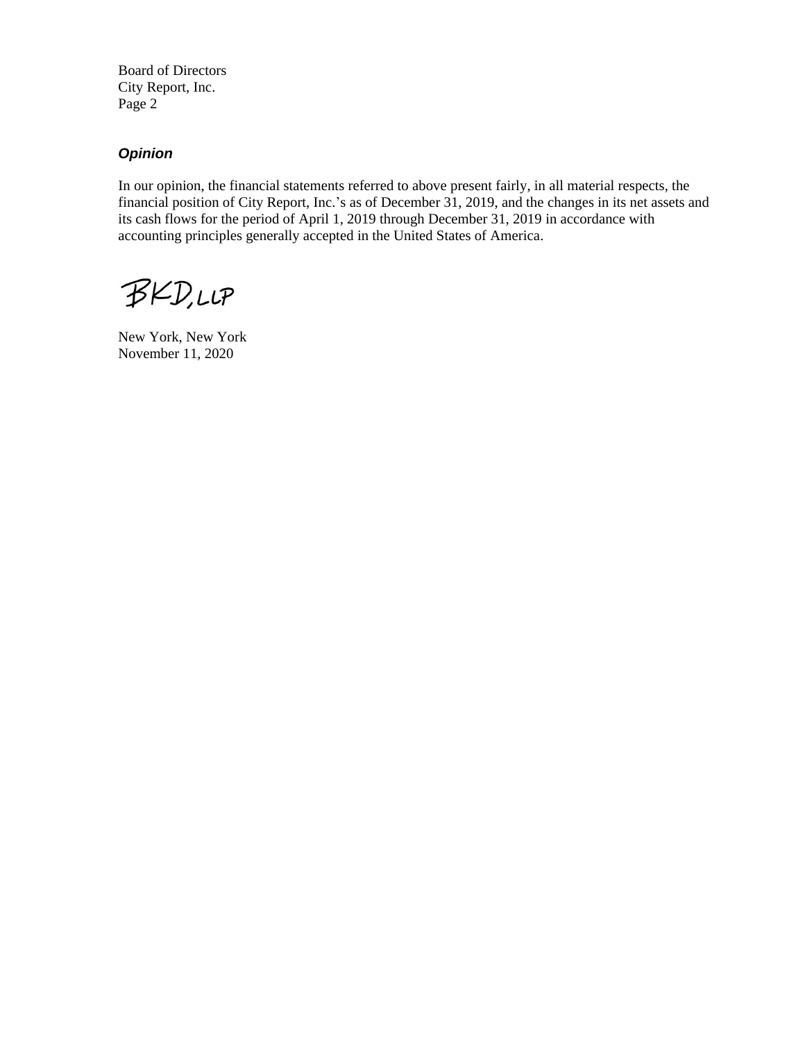Board of Directors
City Report, Inc.
Page 2

### *Opinion*

In our opinion, the financial statements referred to above present fairly, in all material respects, the financial position of City Report, Inc.'s as of December 31, 2019, and the changes in its net assets and its cash flows for the period of April 1, 2019 through December 31, 2019 in accordance with accounting principles generally accepted in the United States of America.

BKD, LLP

New York, New York
November 11, 2020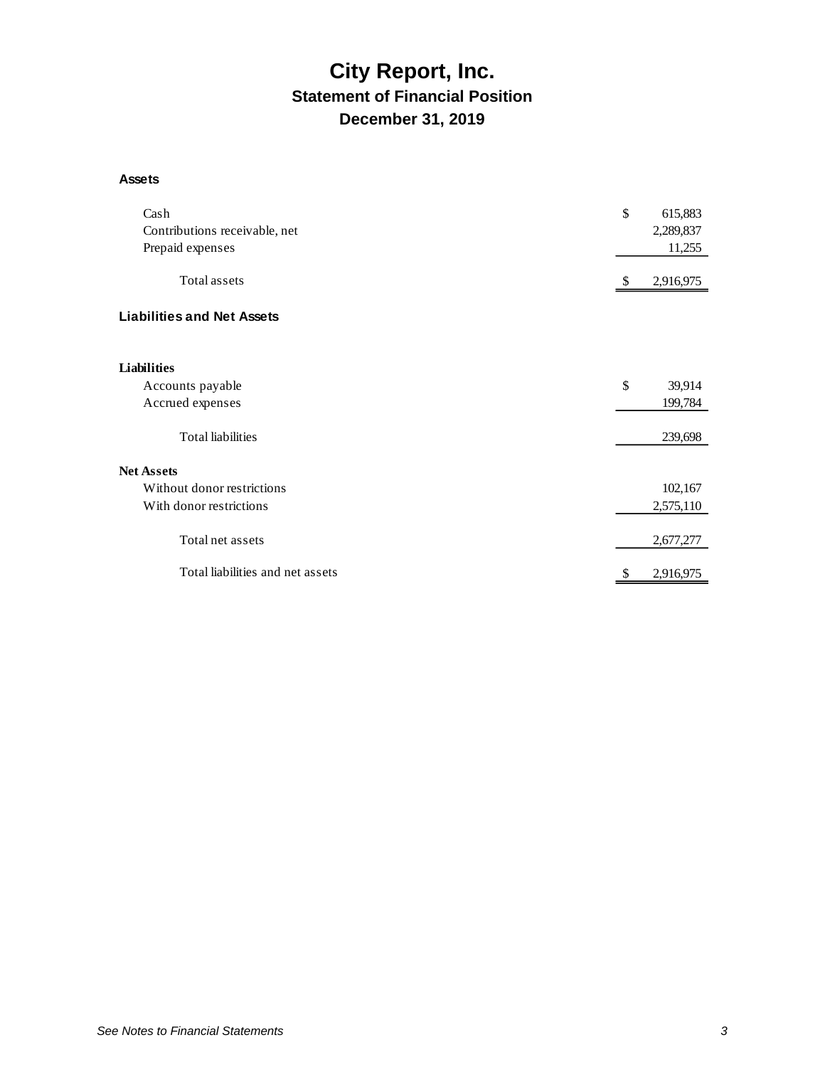# City Report, Inc.

## Statement of Financial Position

## December 31, 2019

**Assets**

| | |
|---|---|
| Cash | $ 615,883 |
| Contributions receivable, net | 2,289,837 |
| Prepaid expenses | 11,255 |
| Total assets | $ 2,916,975 |

**Liabilities and Net Assets**

| | |
|---|---|
| **Liabilities** | |
| Accounts payable | $ 39,914 |
| Accrued expenses | 199,784 |
| Total liabilities | 239,698 |
| **Net Assets** | |
| Without donor restrictions | 102,167 |
| With donor restrictions | 2,575,110 |
| Total net assets | 2,677,277 |
| Total liabilities and net assets | $ 2,916,975 |

*See Notes to Financial Statements*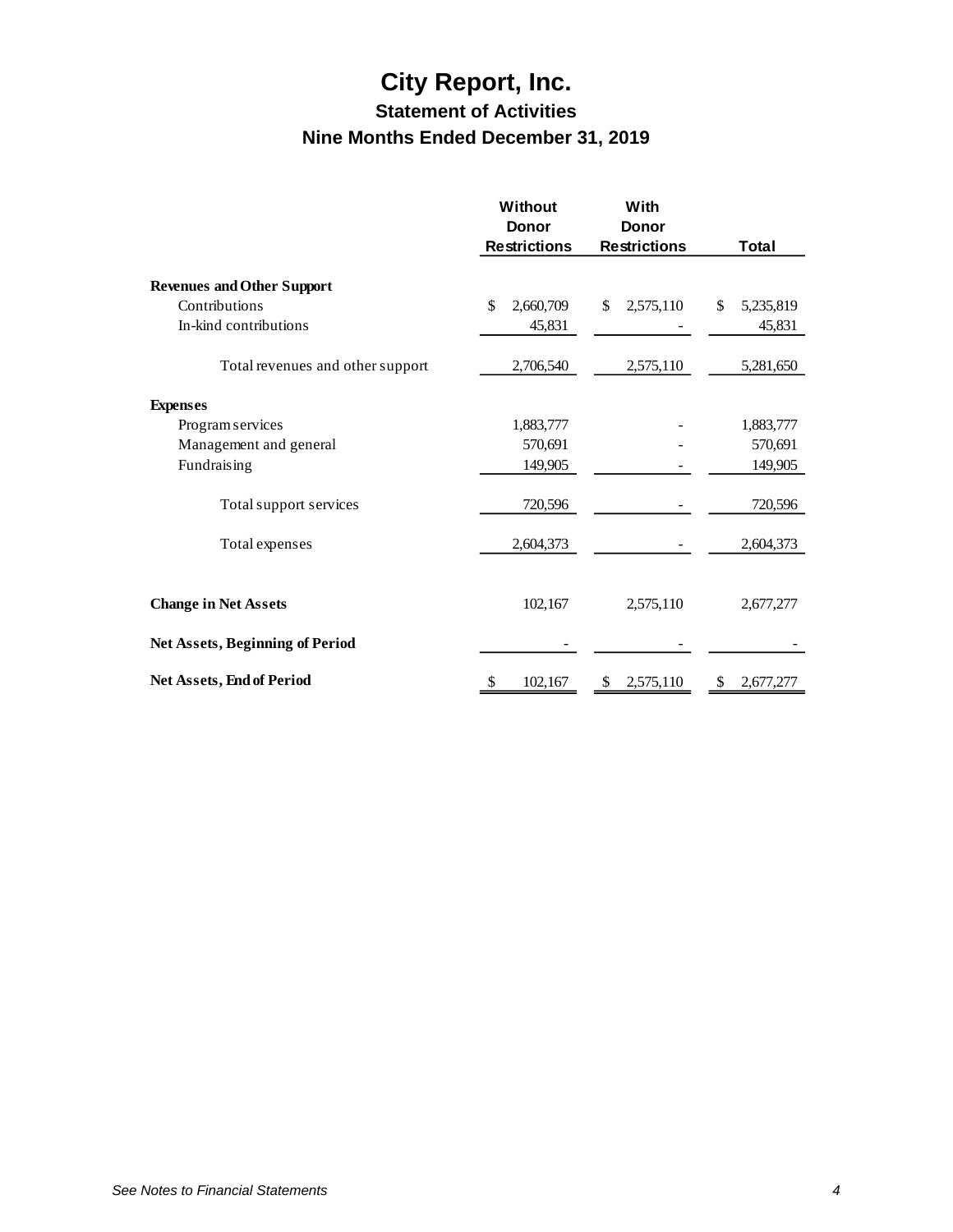# City Report, Inc.

## Statement of Activities

## Nine Months Ended December 31, 2019

| | Without Donor Restrictions | With Donor Restrictions | Total |
|---|---|---|---|
| **Revenues and Other Support** | | | |
| Contributions | $ 2,660,709 | $ 2,575,110 | $ 5,235,819 |
| In-kind contributions | 45,831 | - | 45,831 |
| Total revenues and other support | 2,706,540 | 2,575,110 | 5,281,650 |
| **Expenses** | | | |
| Program services | 1,883,777 | - | 1,883,777 |
| Management and general | 570,691 | - | 570,691 |
| Fundraising | 149,905 | - | 149,905 |
| Total support services | 720,596 | - | 720,596 |
| Total expenses | 2,604,373 | - | 2,604,373 |
| **Change in Net Assets** | 102,167 | 2,575,110 | 2,677,277 |
| **Net Assets, Beginning of Period** | - | - | - |
| **Net Assets, End of Period** | $ 102,167 | $ 2,575,110 | $ 2,677,277 |

*See Notes to Financial Statements*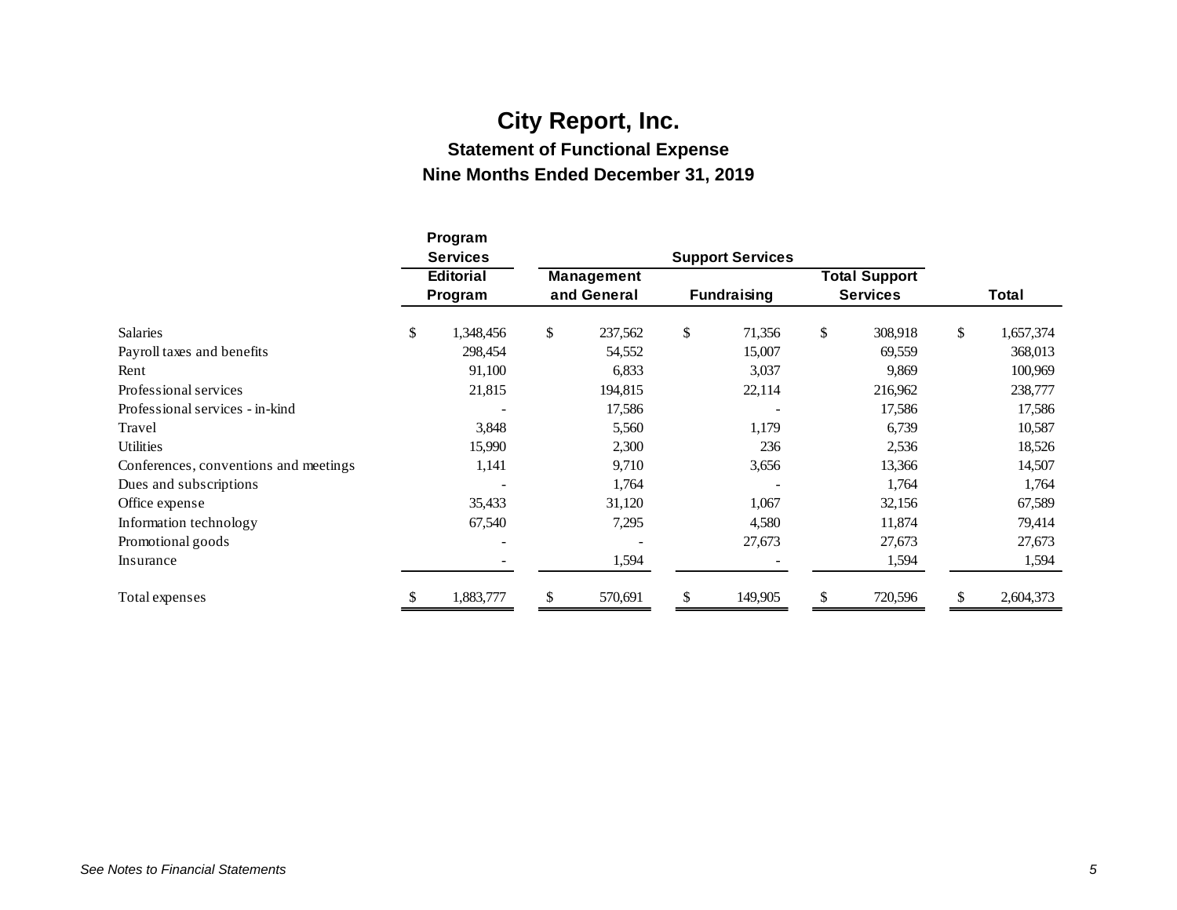# City Report, Inc.

## Statement of Functional Expense

## Nine Months Ended December 31, 2019

| | Program Services | Support Services | | | |
|---|---|---|---|---|---|
| | Editorial Program | Management and General | Fundraising | Total Support Services | Total |
| Salaries | $ 1,348,456 | $ 237,562 | $ 71,356 | $ 308,918 | $ 1,657,374 |
| Payroll taxes and benefits | 298,454 | 54,552 | 15,007 | 69,559 | 368,013 |
| Rent | 91,100 | 6,833 | 3,037 | 9,869 | 100,969 |
| Professional services | 21,815 | 194,815 | 22,114 | 216,962 | 238,777 |
| Professional services - in-kind | - | 17,586 | - | 17,586 | 17,586 |
| Travel | 3,848 | 5,560 | 1,179 | 6,739 | 10,587 |
| Utilities | 15,990 | 2,300 | 236 | 2,536 | 18,526 |
| Conferences, conventions and meetings | 1,141 | 9,710 | 3,656 | 13,366 | 14,507 |
| Dues and subscriptions | - | 1,764 | - | 1,764 | 1,764 |
| Office expense | 35,433 | 31,120 | 1,067 | 32,156 | 67,589 |
| Information technology | 67,540 | 7,295 | 4,580 | 11,874 | 79,414 |
| Promotional goods | - | - | 27,673 | 27,673 | 27,673 |
| Insurance | - | 1,594 | - | 1,594 | 1,594 |
| Total expenses | $ 1,883,777 | $ 570,691 | $ 149,905 | $ 720,596 | $ 2,604,373 |

*See Notes to Financial Statements*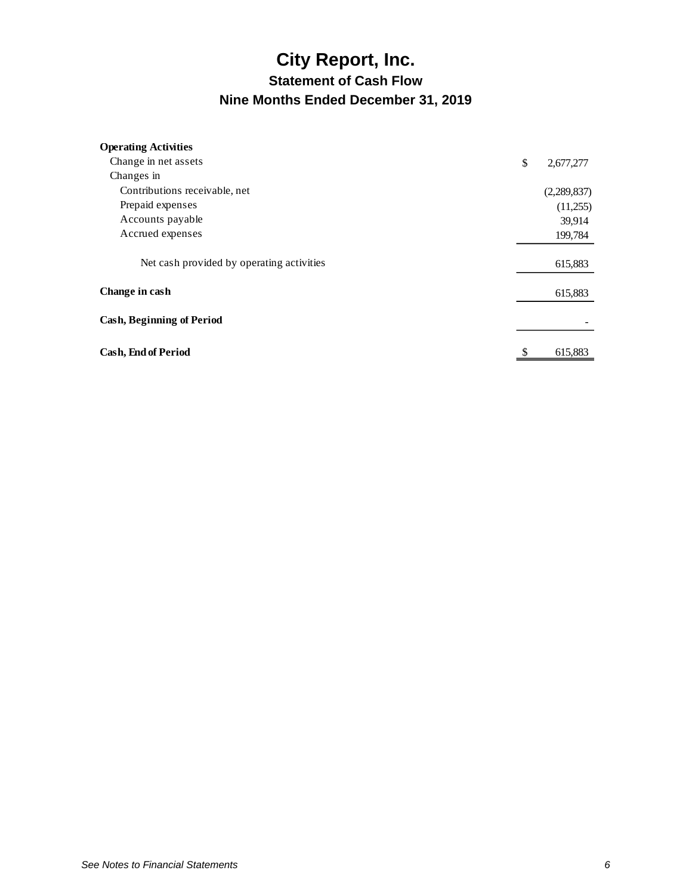# City Report, Inc.

## Statement of Cash Flow

## Nine Months Ended December 31, 2019

| | |
|---|---|
| **Operating Activities** | |
| Change in net assets | $ 2,677,277 |
| Changes in | |
| Contributions receivable, net | (2,289,837) |
| Prepaid expenses | (11,255) |
| Accounts payable | 39,914 |
| Accrued expenses | 199,784 |
| Net cash provided by operating activities | 615,883 |
| **Change in cash** | 615,883 |
| **Cash, Beginning of Period** | - |
| **Cash, End of Period** | $ 615,883 |

*See Notes to Financial Statements*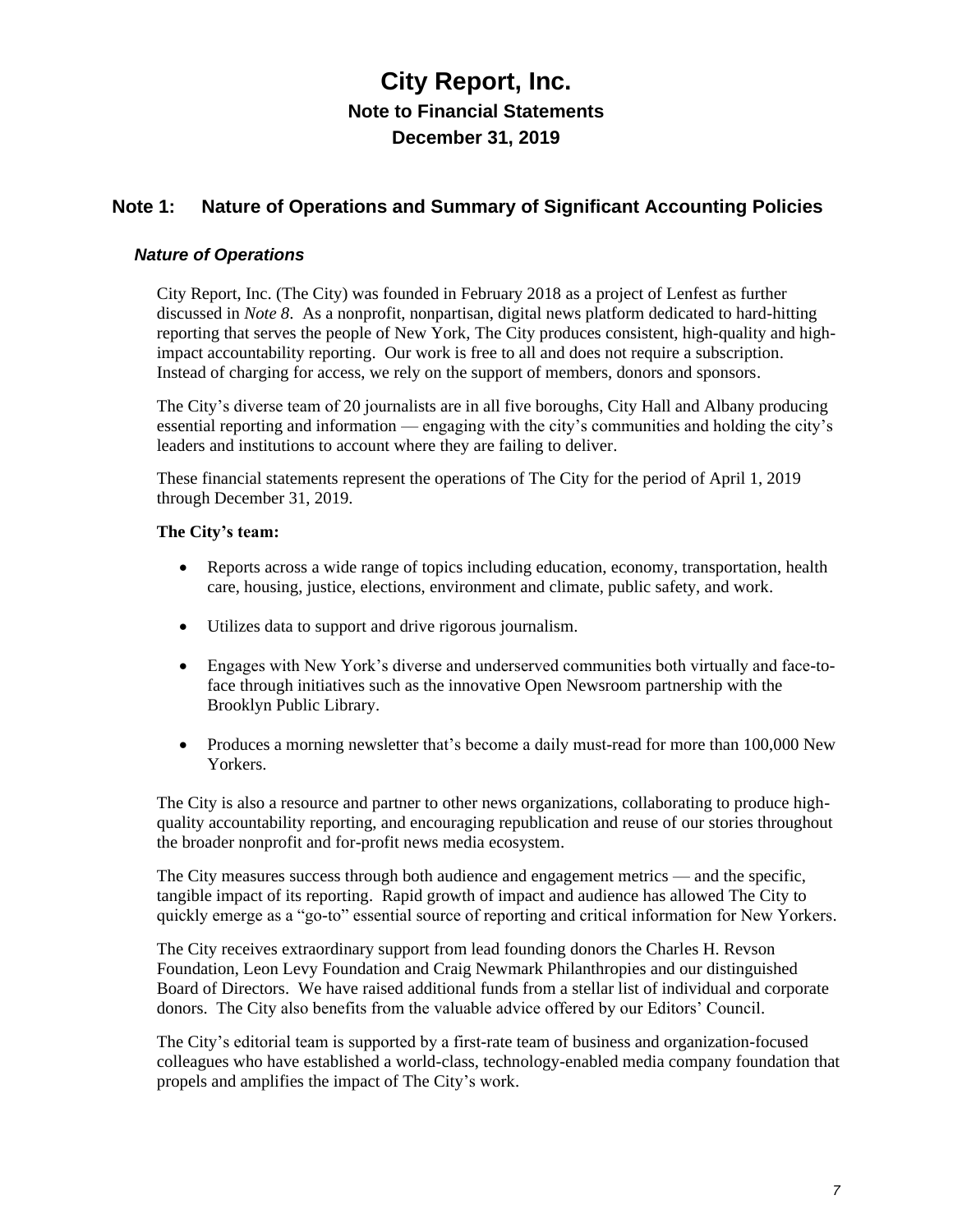# City Report, Inc.

## Note to Financial Statements

## December 31, 2019

## Note 1: Nature of Operations and Summary of Significant Accounting Policies

### *Nature of Operations*

City Report, Inc. (The City) was founded in February 2018 as a project of Lenfest as further discussed in *Note 8*. As a nonprofit, nonpartisan, digital news platform dedicated to hard-hitting reporting that serves the people of New York, The City produces consistent, high-quality and high-impact accountability reporting. Our work is free to all and does not require a subscription. Instead of charging for access, we rely on the support of members, donors and sponsors.

The City's diverse team of 20 journalists are in all five boroughs, City Hall and Albany producing essential reporting and information — engaging with the city's communities and holding the city's leaders and institutions to account where they are failing to deliver.

These financial statements represent the operations of The City for the period of April 1, 2019 through December 31, 2019.

**The City's team:**

- Reports across a wide range of topics including education, economy, transportation, health care, housing, justice, elections, environment and climate, public safety, and work.
- Utilizes data to support and drive rigorous journalism.
- Engages with New York's diverse and underserved communities both virtually and face-to-face through initiatives such as the innovative Open Newsroom partnership with the Brooklyn Public Library.
- Produces a morning newsletter that's become a daily must-read for more than 100,000 New Yorkers.

The City is also a resource and partner to other news organizations, collaborating to produce high-quality accountability reporting, and encouraging republication and reuse of our stories throughout the broader nonprofit and for-profit news media ecosystem.

The City measures success through both audience and engagement metrics — and the specific, tangible impact of its reporting. Rapid growth of impact and audience has allowed The City to quickly emerge as a "go-to" essential source of reporting and critical information for New Yorkers.

The City receives extraordinary support from lead founding donors the Charles H. Revson Foundation, Leon Levy Foundation and Craig Newmark Philanthropies and our distinguished Board of Directors. We have raised additional funds from a stellar list of individual and corporate donors. The City also benefits from the valuable advice offered by our Editors' Council.

The City's editorial team is supported by a first-rate team of business and organization-focused colleagues who have established a world-class, technology-enabled media company foundation that propels and amplifies the impact of The City's work.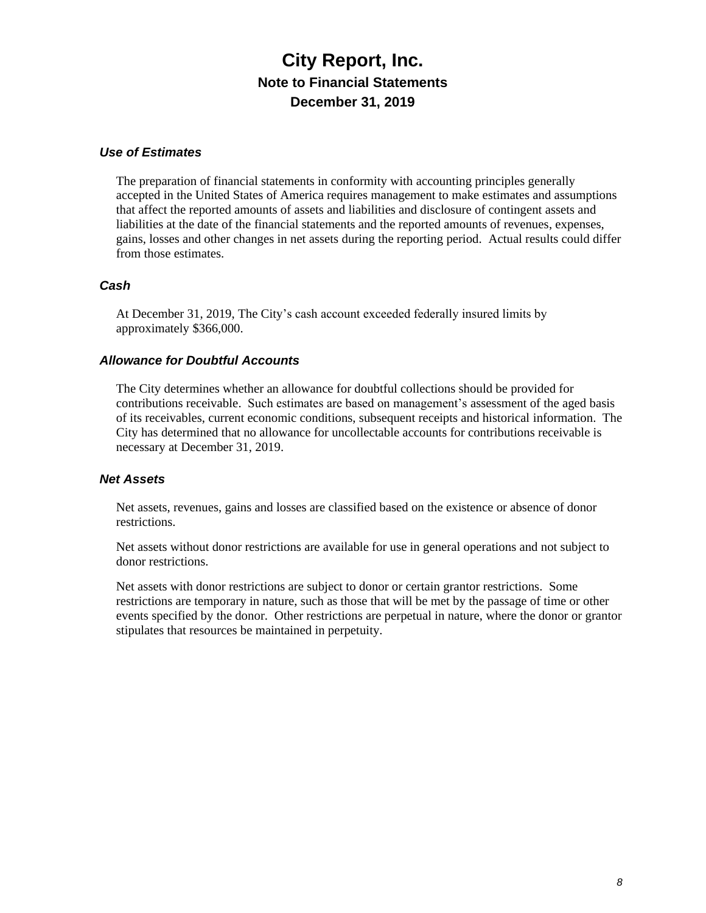# City Report, Inc.

## Note to Financial Statements

## December 31, 2019

### *Use of Estimates*

The preparation of financial statements in conformity with accounting principles generally accepted in the United States of America requires management to make estimates and assumptions that affect the reported amounts of assets and liabilities and disclosure of contingent assets and liabilities at the date of the financial statements and the reported amounts of revenues, expenses, gains, losses and other changes in net assets during the reporting period. Actual results could differ from those estimates.

### *Cash*

At December 31, 2019, The City's cash account exceeded federally insured limits by approximately $366,000.

### *Allowance for Doubtful Accounts*

The City determines whether an allowance for doubtful collections should be provided for contributions receivable. Such estimates are based on management's assessment of the aged basis of its receivables, current economic conditions, subsequent receipts and historical information. The City has determined that no allowance for uncollectable accounts for contributions receivable is necessary at December 31, 2019.

### *Net Assets*

Net assets, revenues, gains and losses are classified based on the existence or absence of donor restrictions.

Net assets without donor restrictions are available for use in general operations and not subject to donor restrictions.

Net assets with donor restrictions are subject to donor or certain grantor restrictions. Some restrictions are temporary in nature, such as those that will be met by the passage of time or other events specified by the donor. Other restrictions are perpetual in nature, where the donor or grantor stipulates that resources be maintained in perpetuity.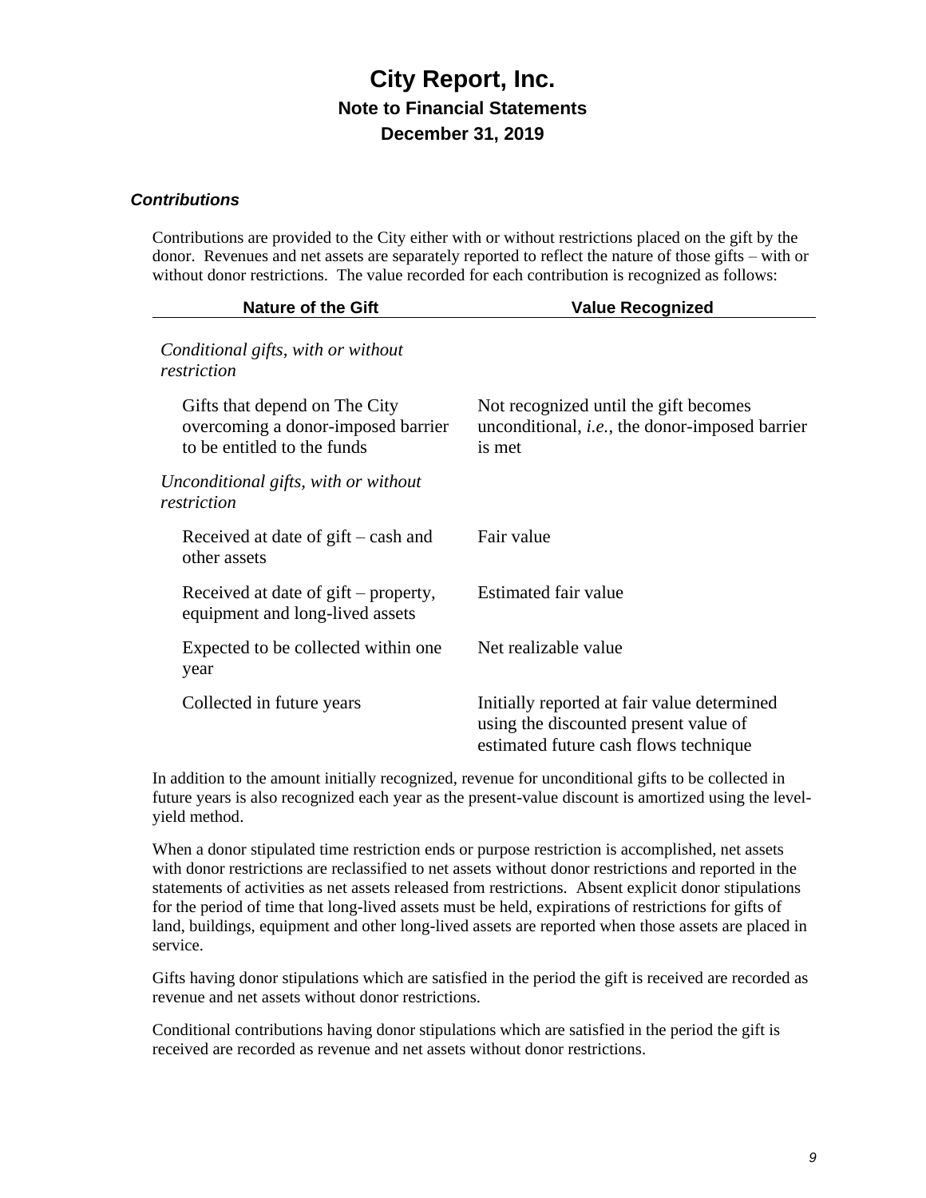# City Report, Inc.

## Note to Financial Statements

## December 31, 2019

### *Contributions*

Contributions are provided to the City either with or without restrictions placed on the gift by the donor. Revenues and net assets are separately reported to reflect the nature of those gifts – with or without donor restrictions. The value recorded for each contribution is recognized as follows:

| Nature of the Gift | Value Recognized |
|---|---|
| *Conditional gifts, with or without restriction* | |
| Gifts that depend on The City overcoming a donor-imposed barrier to be entitled to the funds | Not recognized until the gift becomes unconditional, *i.e.*, the donor-imposed barrier is met |
| *Unconditional gifts, with or without restriction* | |
| Received at date of gift – cash and other assets | Fair value |
| Received at date of gift – property, equipment and long-lived assets | Estimated fair value |
| Expected to be collected within one year | Net realizable value |
| Collected in future years | Initially reported at fair value determined using the discounted present value of estimated future cash flows technique |

In addition to the amount initially recognized, revenue for unconditional gifts to be collected in future years is also recognized each year as the present-value discount is amortized using the level-yield method.

When a donor stipulated time restriction ends or purpose restriction is accomplished, net assets with donor restrictions are reclassified to net assets without donor restrictions and reported in the statements of activities as net assets released from restrictions. Absent explicit donor stipulations for the period of time that long-lived assets must be held, expirations of restrictions for gifts of land, buildings, equipment and other long-lived assets are reported when those assets are placed in service.

Gifts having donor stipulations which are satisfied in the period the gift is received are recorded as revenue and net assets without donor restrictions.

Conditional contributions having donor stipulations which are satisfied in the period the gift is received are recorded as revenue and net assets without donor restrictions.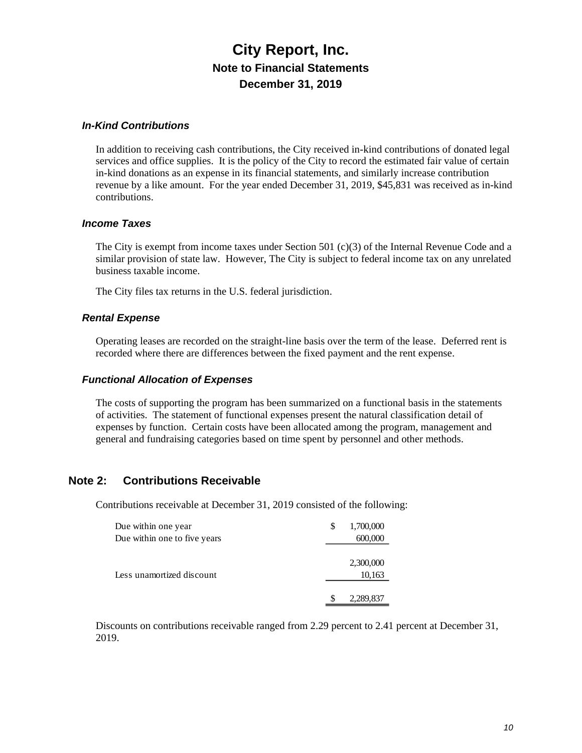# City Report, Inc.

## Note to Financial Statements

## December 31, 2019

### *In-Kind Contributions*

In addition to receiving cash contributions, the City received in-kind contributions of donated legal services and office supplies. It is the policy of the City to record the estimated fair value of certain in-kind donations as an expense in its financial statements, and similarly increase contribution revenue by a like amount. For the year ended December 31, 2019, $45,831 was received as in-kind contributions.

### *Income Taxes*

The City is exempt from income taxes under Section 501 (c)(3) of the Internal Revenue Code and a similar provision of state law. However, The City is subject to federal income tax on any unrelated business taxable income.

The City files tax returns in the U.S. federal jurisdiction.

### *Rental Expense*

Operating leases are recorded on the straight-line basis over the term of the lease. Deferred rent is recorded where there are differences between the fixed payment and the rent expense.

### *Functional Allocation of Expenses*

The costs of supporting the program has been summarized on a functional basis in the statements of activities. The statement of functional expenses present the natural classification detail of expenses by function. Certain costs have been allocated among the program, management and general and fundraising categories based on time spent by personnel and other methods.

## Note 2: Contributions Receivable

Contributions receivable at December 31, 2019 consisted of the following:

| | |
|---|---|
| Due within one year | $ 1,700,000 |
| Due within one to five years | 600,000 |
| | 2,300,000 |
| Less unamortized discount | 10,163 |
| | $ 2,289,837 |

Discounts on contributions receivable ranged from 2.29 percent to 2.41 percent at December 31, 2019.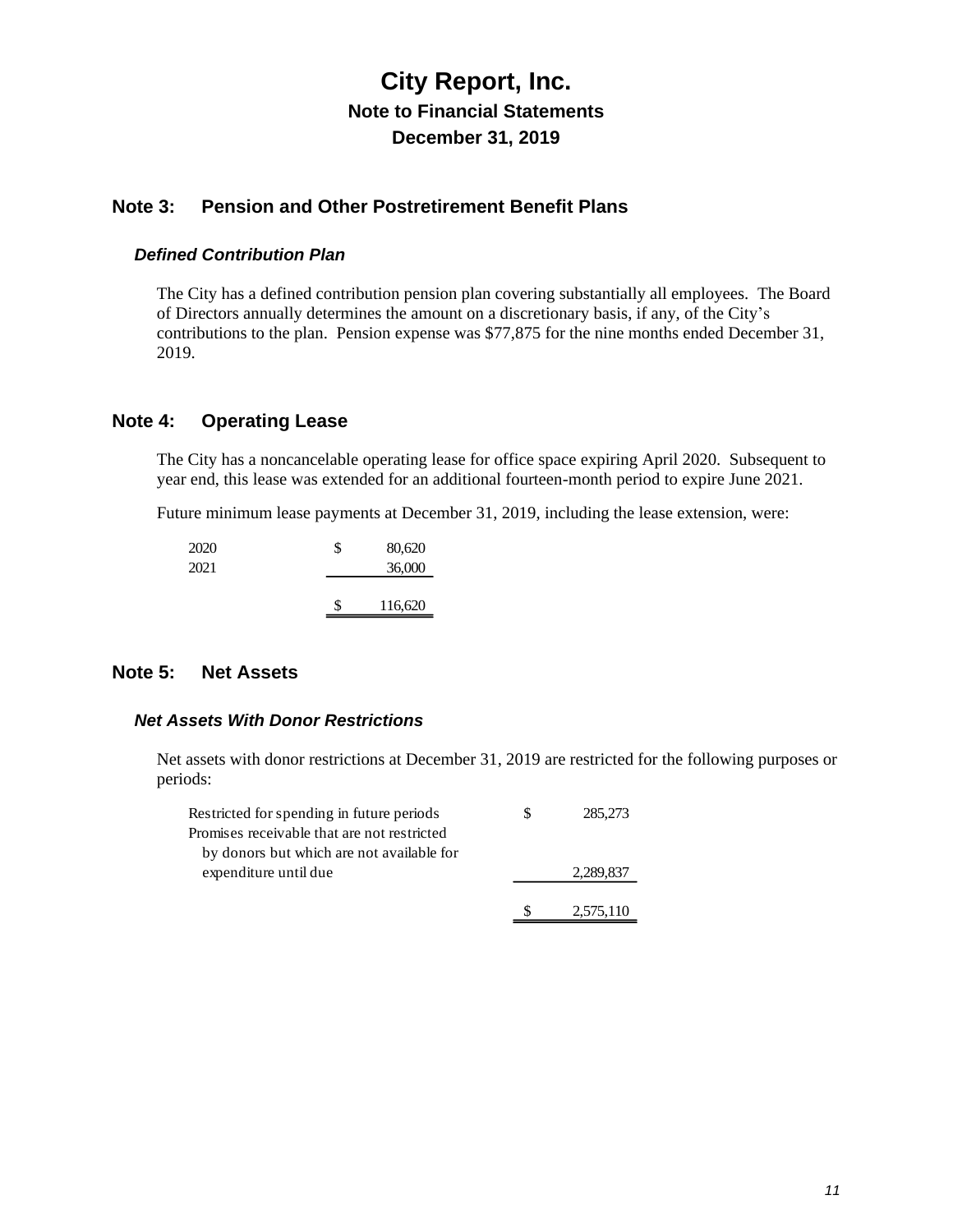# City Report, Inc.

## Note to Financial Statements

## December 31, 2019

## Note 3: Pension and Other Postretirement Benefit Plans

### *Defined Contribution Plan*

The City has a defined contribution pension plan covering substantially all employees. The Board of Directors annually determines the amount on a discretionary basis, if any, of the City's contributions to the plan. Pension expense was $77,875 for the nine months ended December 31, 2019.

## Note 4: Operating Lease

The City has a noncancelable operating lease for office space expiring April 2020. Subsequent to year end, this lease was extended for an additional fourteen-month period to expire June 2021.

Future minimum lease payments at December 31, 2019, including the lease extension, were:

| | |
|---|---|
| 2020 | $ 80,620 |
| 2021 | 36,000 |
| | $ 116,620 |

## Note 5: Net Assets

### *Net Assets With Donor Restrictions*

Net assets with donor restrictions at December 31, 2019 are restricted for the following purposes or periods:

| | |
|---|---|
| Restricted for spending in future periods | $ 285,273 |
| Promises receivable that are not restricted by donors but which are not available for expenditure until due | 2,289,837 |
| | $ 2,575,110 |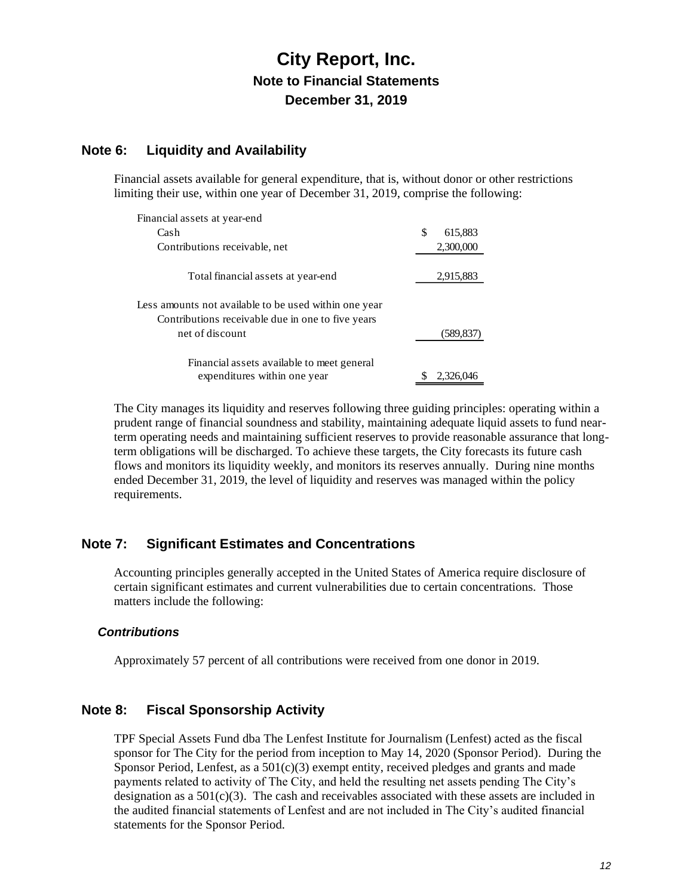# City Report, Inc.

## Note to Financial Statements

## December 31, 2019

## Note 6: Liquidity and Availability

Financial assets available for general expenditure, that is, without donor or other restrictions limiting their use, within one year of December 31, 2019, comprise the following:

| | |
|---|---|
| Financial assets at year-end | |
| Cash | $ 615,883 |
| Contributions receivable, net | 2,300,000 |
| Total financial assets at year-end | 2,915,883 |
| Less amounts not available to be used within one year | |
| Contributions receivable due in one to five years net of discount | (589,837) |
| Financial assets available to meet general expenditures within one year | $ 2,326,046 |

The City manages its liquidity and reserves following three guiding principles: operating within a prudent range of financial soundness and stability, maintaining adequate liquid assets to fund near-term operating needs and maintaining sufficient reserves to provide reasonable assurance that long-term obligations will be discharged. To achieve these targets, the City forecasts its future cash flows and monitors its liquidity weekly, and monitors its reserves annually. During nine months ended December 31, 2019, the level of liquidity and reserves was managed within the policy requirements.

## Note 7: Significant Estimates and Concentrations

Accounting principles generally accepted in the United States of America require disclosure of certain significant estimates and current vulnerabilities due to certain concentrations. Those matters include the following:

### *Contributions*

Approximately 57 percent of all contributions were received from one donor in 2019.

## Note 8: Fiscal Sponsorship Activity

TPF Special Assets Fund dba The Lenfest Institute for Journalism (Lenfest) acted as the fiscal sponsor for The City for the period from inception to May 14, 2020 (Sponsor Period). During the Sponsor Period, Lenfest, as a 501(c)(3) exempt entity, received pledges and grants and made payments related to activity of The City, and held the resulting net assets pending The City's designation as a 501(c)(3). The cash and receivables associated with these assets are included in the audited financial statements of Lenfest and are not included in The City's audited financial statements for the Sponsor Period.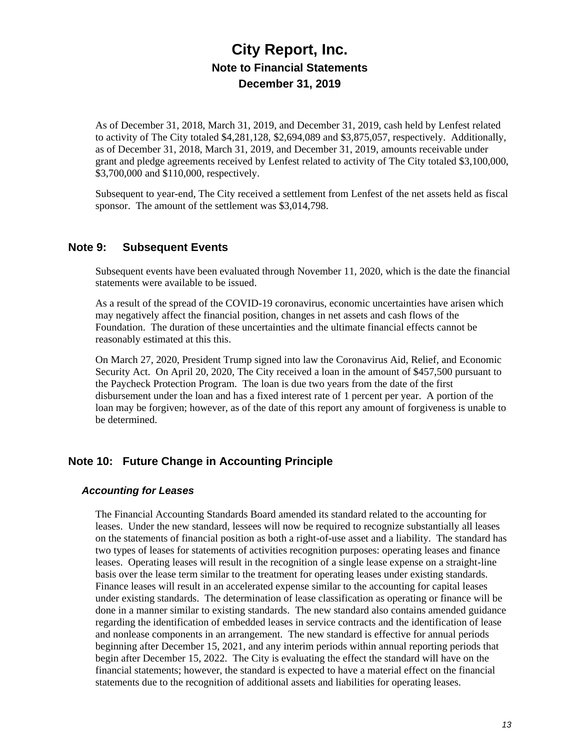As of December 31, 2018, March 31, 2019, and December 31, 2019, cash held by Lenfest related to activity of The City totaled $4,281,128, $2,694,089 and $3,875,057, respectively. Additionally, as of December 31, 2018, March 31, 2019, and December 31, 2019, amounts receivable under grant and pledge agreements received by Lenfest related to activity of The City totaled $3,100,000, $3,700,000 and $110,000, respectively.

Subsequent to year-end, The City received a settlement from Lenfest of the net assets held as fiscal sponsor. The amount of the settlement was $3,014,798.

## Note 9: Subsequent Events

Subsequent events have been evaluated through November 11, 2020, which is the date the financial statements were available to be issued.

As a result of the spread of the COVID-19 coronavirus, economic uncertainties have arisen which may negatively affect the financial position, changes in net assets and cash flows of the Foundation. The duration of these uncertainties and the ultimate financial effects cannot be reasonably estimated at this this.

On March 27, 2020, President Trump signed into law the Coronavirus Aid, Relief, and Economic Security Act. On April 20, 2020, The City received a loan in the amount of $457,500 pursuant to the Paycheck Protection Program. The loan is due two years from the date of the first disbursement under the loan and has a fixed interest rate of 1 percent per year. A portion of the loan may be forgiven; however, as of the date of this report any amount of forgiveness is unable to be determined.

## Note 10: Future Change in Accounting Principle

### *Accounting for Leases*

The Financial Accounting Standards Board amended its standard related to the accounting for leases. Under the new standard, lessees will now be required to recognize substantially all leases on the statements of financial position as both a right-of-use asset and a liability. The standard has two types of leases for statements of activities recognition purposes: operating leases and finance leases. Operating leases will result in the recognition of a single lease expense on a straight-line basis over the lease term similar to the treatment for operating leases under existing standards. Finance leases will result in an accelerated expense similar to the accounting for capital leases under existing standards. The determination of lease classification as operating or finance will be done in a manner similar to existing standards. The new standard also contains amended guidance regarding the identification of embedded leases in service contracts and the identification of lease and nonlease components in an arrangement. The new standard is effective for annual periods beginning after December 15, 2021, and any interim periods within annual reporting periods that begin after December 15, 2022. The City is evaluating the effect the standard will have on the financial statements; however, the standard is expected to have a material effect on the financial statements due to the recognition of additional assets and liabilities for operating leases.